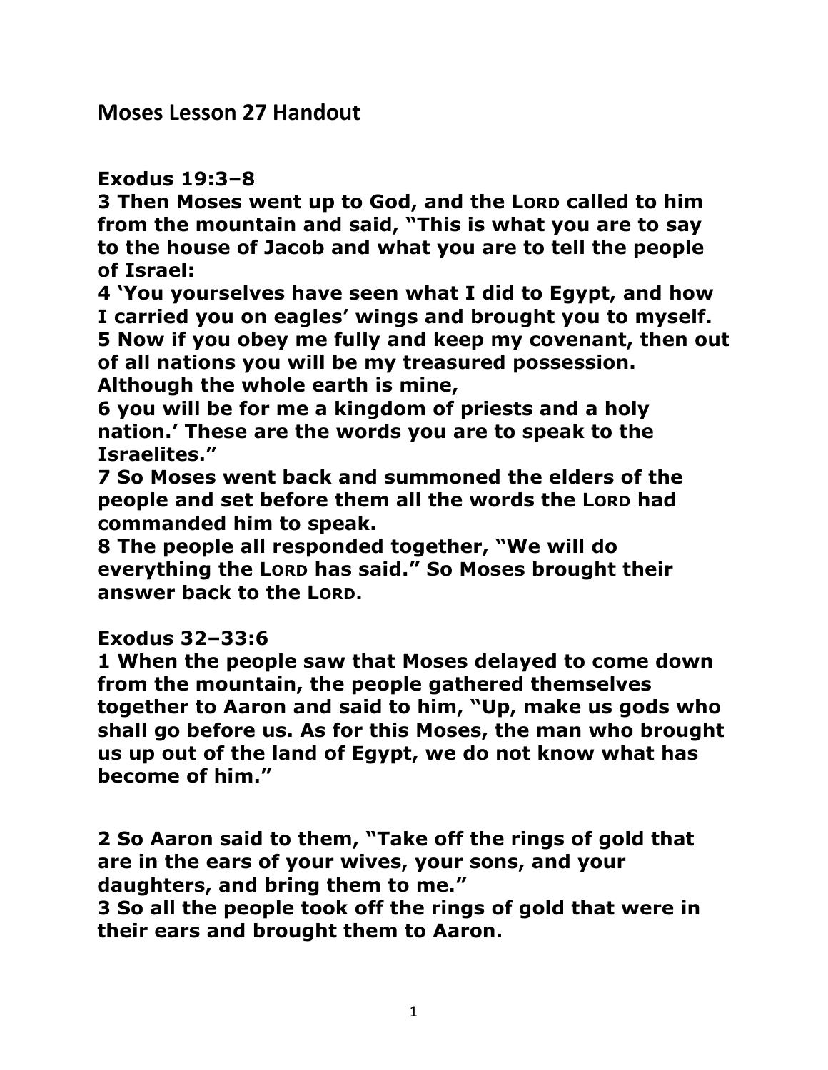## Moses Lesson 27 Handout

**Exodus 19:3–8**

**3 Then Moses went up to God, and the LORD called to him from the mountain and said, "This is what you are to say to the house of Jacob and what you are to tell the people of Israel:**

**4 'You yourselves have seen what I did to Egypt, and how I carried you on eagles' wings and brought you to myself.**

**5 Now if you obey me fully and keep my covenant, then out of all nations you will be my treasured possession. Although the whole earth is mine,**

**6 you will be for me a kingdom of priests and a holy nation.' These are the words you are to speak to the Israelites."**

**7 So Moses went back and summoned the elders of the people and set before them all the words the LORD had commanded him to speak.**

**8 The people all responded together, "We will do everything the LORD has said." So Moses brought their answer back to the LORD.**

**Exodus 32–33:6**

**1 When the people saw that Moses delayed to come down from the mountain, the people gathered themselves together to Aaron and said to him, "Up, make us gods who shall go before us. As for this Moses, the man who brought us up out of the land of Egypt, we do not know what has become of him."**

**2 So Aaron said to them, "Take off the rings of gold that are in the ears of your wives, your sons, and your daughters, and bring them to me."**

**3 So all the people took off the rings of gold that were in their ears and brought them to Aaron.**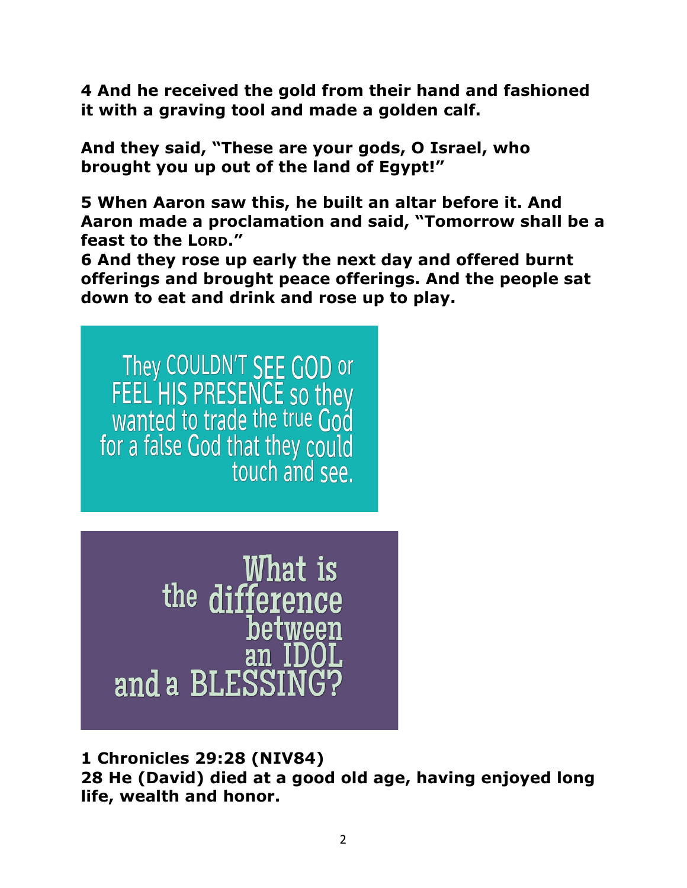**4 And he received the gold from their hand and fashioned it with a graving tool and made a golden calf.**

**And they said, "These are your gods, O Israel, who brought you up out of the land of Egypt!"**

**5 When Aaron saw this, he built an altar before it. And Aaron made a proclamation and said, "Tomorrow shall be a feast to the LORD."**
**6 And they rose up early the next day and offered burnt offerings and brought peace offerings. And the people sat down to eat and drink and rose up to play.**

They COULDN'T SEE GOD or FEEL HIS PRESENCE so they wanted to trade the true God for a false God that they could touch and see.

What is the difference between an IDOL and a BLESSING?

**1 Chronicles 29:28 (NIV84)**
**28 He (David) died at a good old age, having enjoyed long life, wealth and honor.**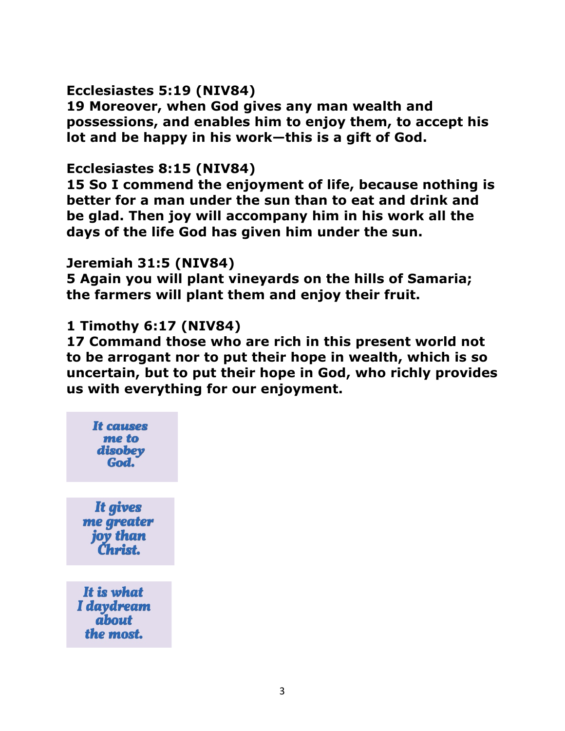**Ecclesiastes 5:19 (NIV84)**
**19 Moreover, when God gives any man wealth and possessions, and enables him to enjoy them, to accept his lot and be happy in his work—this is a gift of God.**

**Ecclesiastes 8:15 (NIV84)**
**15 So I commend the enjoyment of life, because nothing is better for a man under the sun than to eat and drink and be glad. Then joy will accompany him in his work all the days of the life God has given him under the sun.**

**Jeremiah 31:5 (NIV84)**
**5 Again you will plant vineyards on the hills of Samaria; the farmers will plant them and enjoy their fruit.**

**1 Timothy 6:17 (NIV84)**
**17 Command those who are rich in this present world not to be arrogant nor to put their hope in wealth, which is so uncertain, but to put their hope in God, who richly provides us with everything for our enjoyment.**

***It causes me to disobey God.***

***It gives me greater joy than Christ.***

***It is what I daydream about the most.***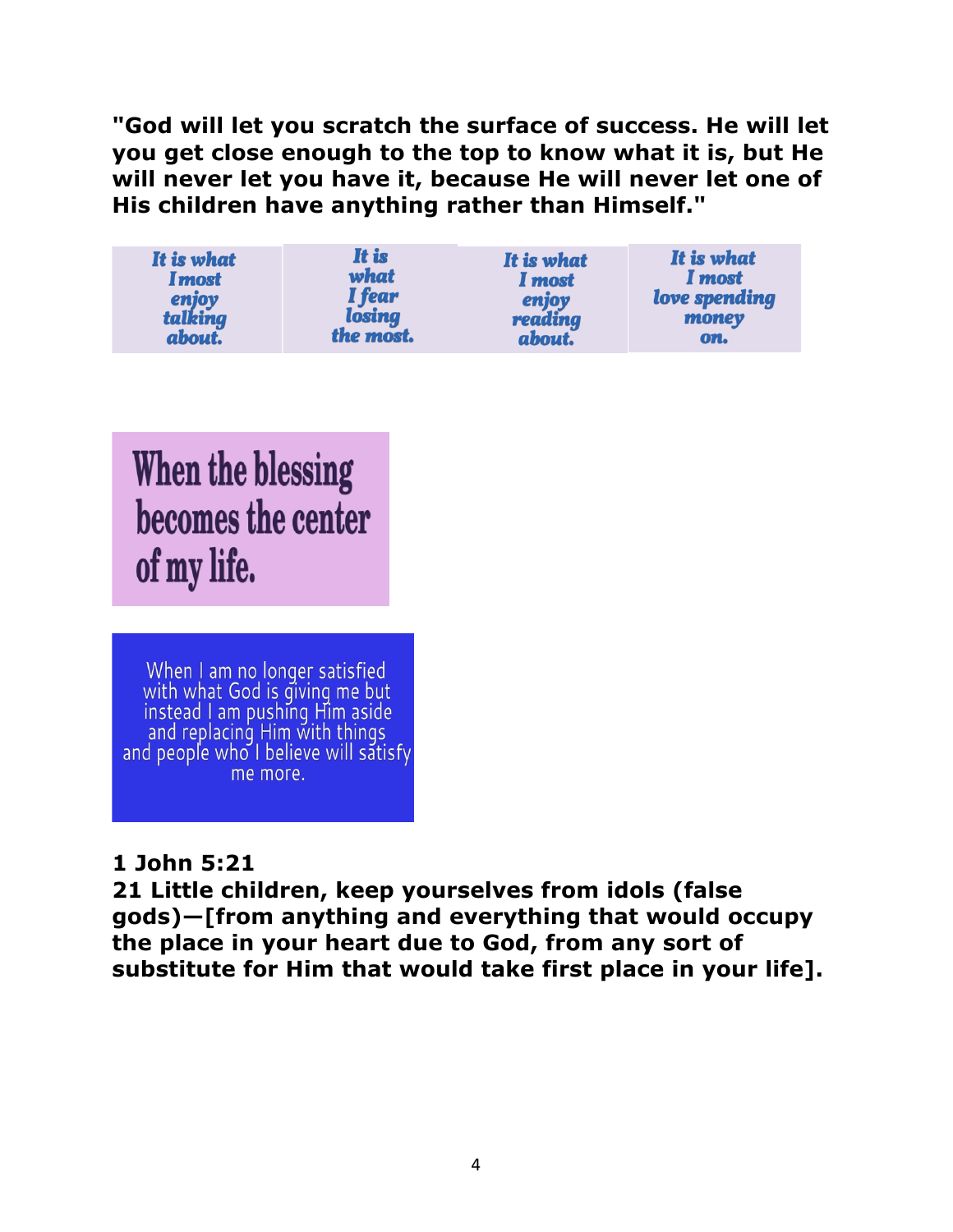**"God will let you scratch the surface of success. He will let you get close enough to the top to know what it is, but He will never let you have it, because He will never let one of His children have anything rather than Himself."**

| *It is what I most enjoy talking about.* | *It is what I fear losing the most.* | *It is what I most enjoy reading about.* | *It is what I most love spending money on.* |
|---|---|---|---|

When the blessing becomes the center of my life.

When I am no longer satisfied with what God is giving me but instead I am pushing Him aside and replacing Him with things and people who I believe will satisfy me more.

**1 John 5:21**
**21 Little children, keep yourselves from idols (false gods)—[from anything and everything that would occupy the place in your heart due to God, from any sort of substitute for Him that would take first place in your life].**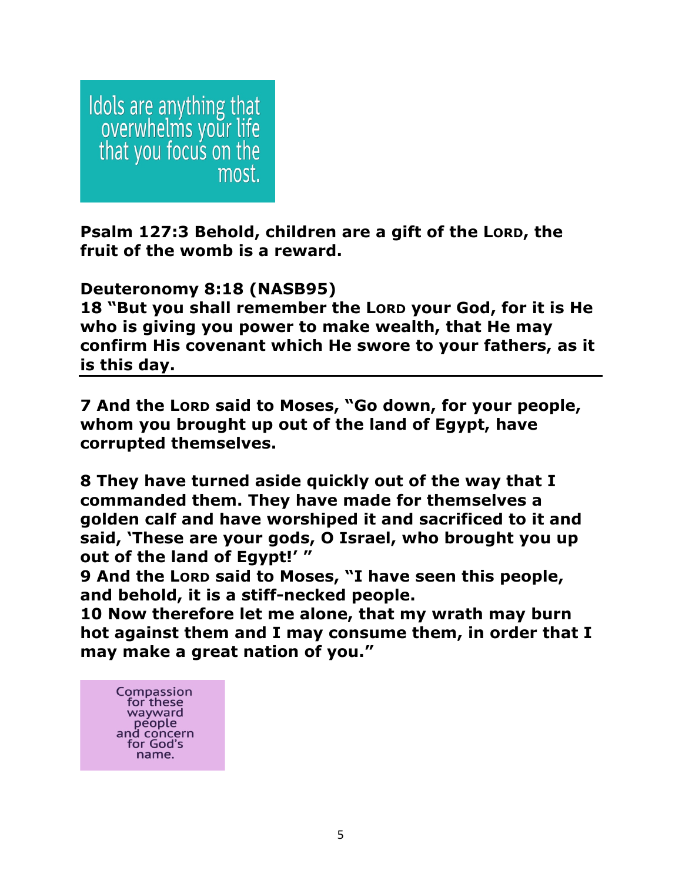Idols are anything that overwhelms your life that you focus on the most.

**Psalm 127:3 Behold, children are a gift of the LORD, the fruit of the womb is a reward.**

**Deuteronomy 8:18 (NASB95)**
**18 "But you shall remember the LORD your God, for it is He who is giving you power to make wealth, that He may confirm His covenant which He swore to your fathers, as it is this day.**

---

**7 And the LORD said to Moses, "Go down, for your people, whom you brought up out of the land of Egypt, have corrupted themselves.**

**8 They have turned aside quickly out of the way that I commanded them. They have made for themselves a golden calf and have worshiped it and sacrificed to it and said, 'These are your gods, O Israel, who brought you up out of the land of Egypt!' "**
**9 And the LORD said to Moses, "I have seen this people, and behold, it is a stiff-necked people.**
**10 Now therefore let me alone, that my wrath may burn hot against them and I may consume them, in order that I may make a great nation of you."**

Compassion for these wayward people and concern for God's name.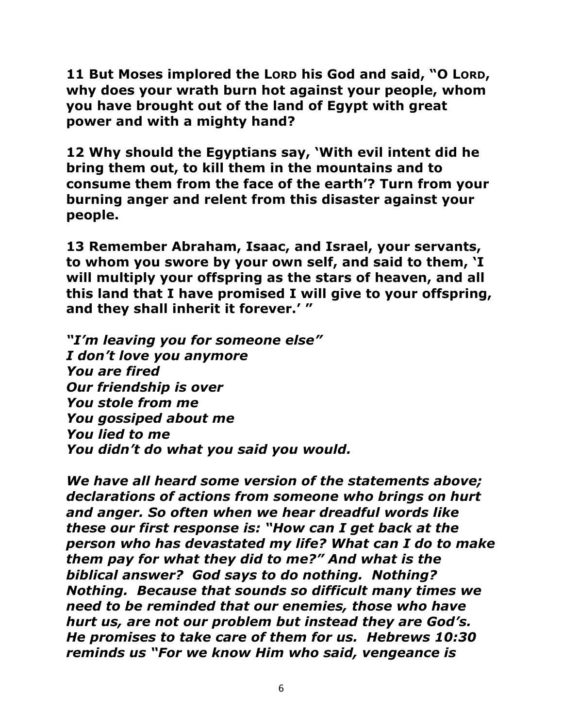**11 But Moses implored the LORD his God and said, "O LORD, why does your wrath burn hot against your people, whom you have brought out of the land of Egypt with great power and with a mighty hand?**

**12 Why should the Egyptians say, 'With evil intent did he bring them out, to kill them in the mountains and to consume them from the face of the earth'? Turn from your burning anger and relent from this disaster against your people.**

**13 Remember Abraham, Isaac, and Israel, your servants, to whom you swore by your own self, and said to them, 'I will multiply your offspring as the stars of heaven, and all this land that I have promised I will give to your offspring, and they shall inherit it forever.' "**

***"I'm leaving you for someone else"***
***I don't love you anymore***
***You are fired***
***Our friendship is over***
***You stole from me***
***You gossiped about me***
***You lied to me***
***You didn't do what you said you would.***

***We have all heard some version of the statements above; declarations of actions from someone who brings on hurt and anger. So often when we hear dreadful words like these our first response is: "How can I get back at the person who has devastated my life? What can I do to make them pay for what they did to me?" And what is the biblical answer? God says to do nothing. Nothing? Nothing. Because that sounds so difficult many times we need to be reminded that our enemies, those who have hurt us, are not our problem but instead they are God's. He promises to take care of them for us. Hebrews 10:30 reminds us "For we know Him who said, vengeance is***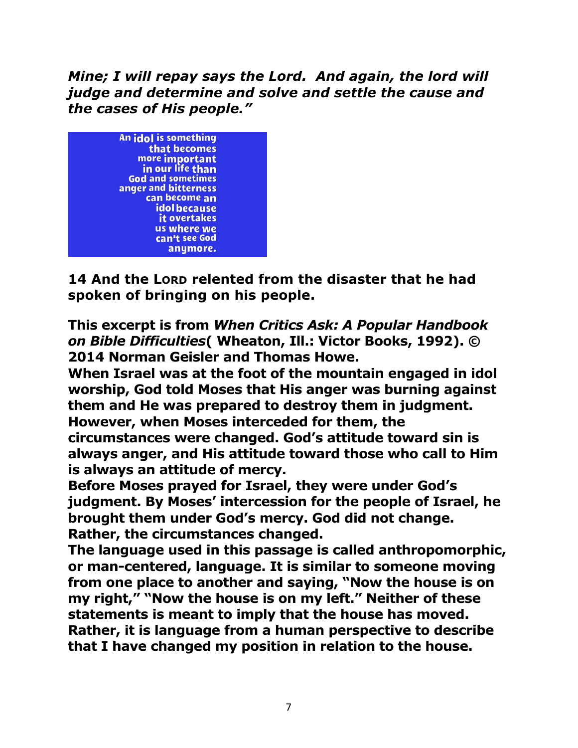***Mine; I will repay says the Lord. And again, the lord will judge and determine and solve and settle the cause and the cases of His people."***

An idol is something that becomes more important in our life than God and sometimes anger and bitterness can become an idol because it overtakes us where we can't see God anymore.

**14 And the LORD relented from the disaster that he had spoken of bringing on his people.**

**This excerpt is from *When Critics Ask: A Popular Handbook on Bible Difficulties*( Wheaton, Ill.: Victor Books, 1992). © 2014 Norman Geisler and Thomas Howe.**

**When Israel was at the foot of the mountain engaged in idol worship, God told Moses that His anger was burning against them and He was prepared to destroy them in judgment. However, when Moses interceded for them, the circumstances were changed. God's attitude toward sin is always anger, and His attitude toward those who call to Him is always an attitude of mercy.**

**Before Moses prayed for Israel, they were under God's judgment. By Moses' intercession for the people of Israel, he brought them under God's mercy. God did not change. Rather, the circumstances changed.**

**The language used in this passage is called anthropomorphic, or man-centered, language. It is similar to someone moving from one place to another and saying, "Now the house is on my right," "Now the house is on my left." Neither of these statements is meant to imply that the house has moved. Rather, it is language from a human perspective to describe that I have changed my position in relation to the house.**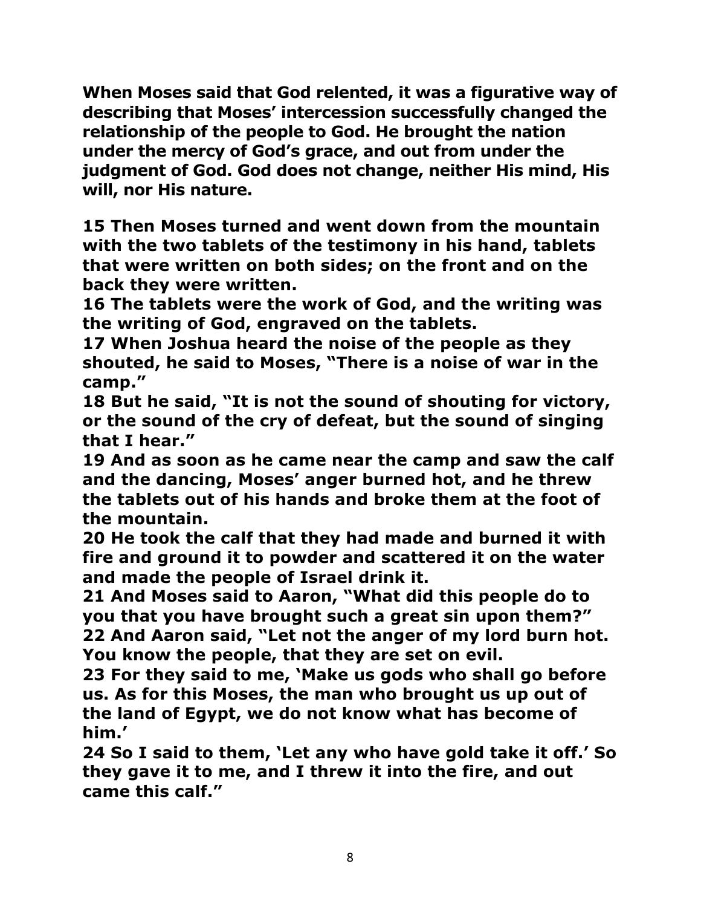**When Moses said that God relented, it was a figurative way of describing that Moses' intercession successfully changed the relationship of the people to God. He brought the nation under the mercy of God's grace, and out from under the judgment of God. God does not change, neither His mind, His will, nor His nature.**

**15 Then Moses turned and went down from the mountain with the two tablets of the testimony in his hand, tablets that were written on both sides; on the front and on the back they were written.**
**16 The tablets were the work of God, and the writing was the writing of God, engraved on the tablets.**
**17 When Joshua heard the noise of the people as they shouted, he said to Moses, "There is a noise of war in the camp."**
**18 But he said, "It is not the sound of shouting for victory, or the sound of the cry of defeat, but the sound of singing that I hear."**
**19 And as soon as he came near the camp and saw the calf and the dancing, Moses' anger burned hot, and he threw the tablets out of his hands and broke them at the foot of the mountain.**
**20 He took the calf that they had made and burned it with fire and ground it to powder and scattered it on the water and made the people of Israel drink it.**
**21 And Moses said to Aaron, "What did this people do to you that you have brought such a great sin upon them?"**
**22 And Aaron said, "Let not the anger of my lord burn hot. You know the people, that they are set on evil.**
**23 For they said to me, 'Make us gods who shall go before us. As for this Moses, the man who brought us up out of the land of Egypt, we do not know what has become of him.'**
**24 So I said to them, 'Let any who have gold take it off.' So they gave it to me, and I threw it into the fire, and out came this calf."**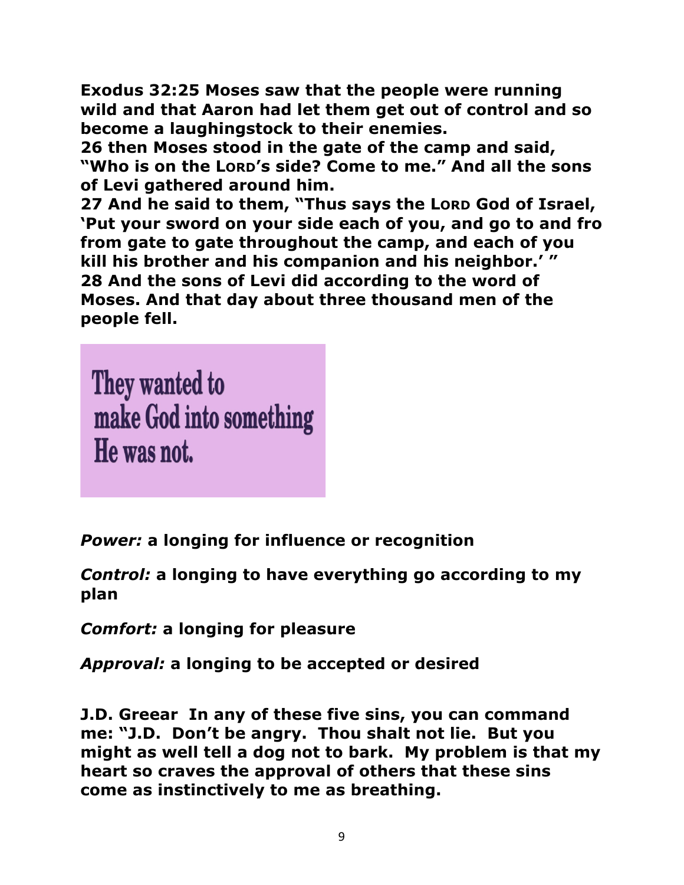**Exodus 32:25 Moses saw that the people were running wild and that Aaron had let them get out of control and so become a laughingstock to their enemies.**
**26 then Moses stood in the gate of the camp and said, "Who is on the LORD's side? Come to me." And all the sons of Levi gathered around him.**
**27 And he said to them, "Thus says the LORD God of Israel, 'Put your sword on your side each of you, and go to and fro from gate to gate throughout the camp, and each of you kill his brother and his companion and his neighbor.' "**
**28 And the sons of Levi did according to the word of Moses. And that day about three thousand men of the people fell.**

They wanted to make God into something He was not.

***Power:*** **a longing for influence or recognition**

***Control:*** **a longing to have everything go according to my plan**

***Comfort:*** **a longing for pleasure**

***Approval:*** **a longing to be accepted or desired**

**J.D. Greear In any of these five sins, you can command me: "J.D. Don't be angry. Thou shalt not lie. But you might as well tell a dog not to bark. My problem is that my heart so craves the approval of others that these sins come as instinctively to me as breathing.**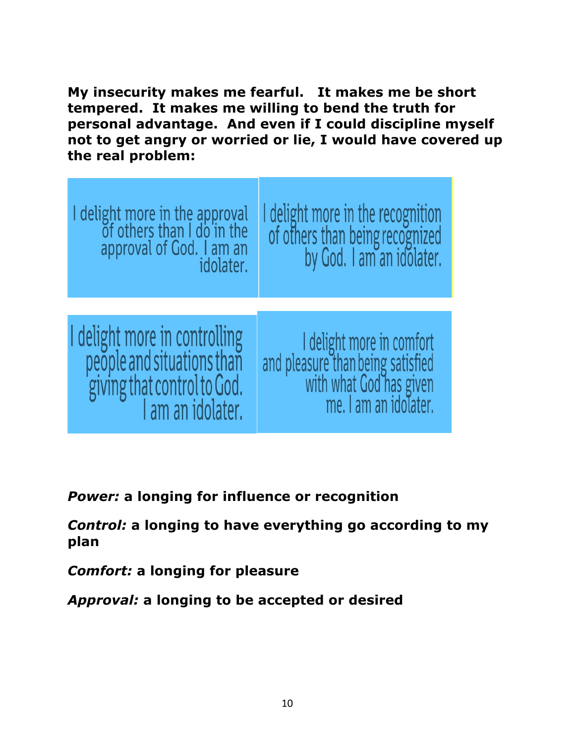**My insecurity makes me fearful. It makes me be short tempered. It makes me willing to bend the truth for personal advantage. And even if I could discipline myself not to get angry or worried or lie, I would have covered up the real problem:**

I delight more in the approval of others than I do in the approval of God. I am an idolater.

I delight more in the recognition of others than being recognized by God. I am an idolater.

I delight more in controlling people and situations than giving that control to God. I am an idolater.

I delight more in comfort and pleasure than being satisfied with what God has given me. I am an idolater.

***Power:* a longing for influence or recognition**

***Control:* a longing to have everything go according to my plan**

***Comfort:* a longing for pleasure**

***Approval:* a longing to be accepted or desired**